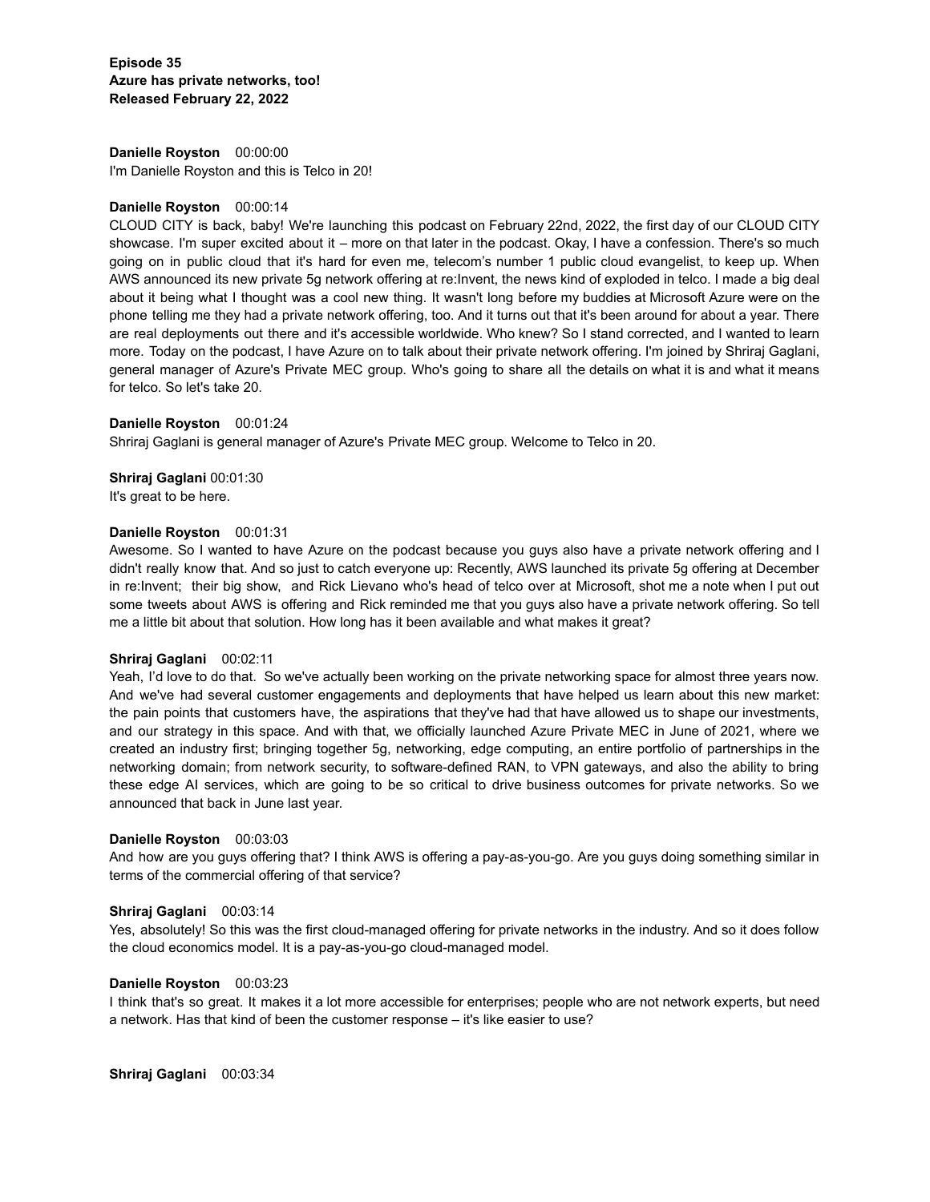**Episode 35**
**Azure has private networks, too!**
**Released February 22, 2022**

**Danielle Royston** 00:00:00
I'm Danielle Royston and this is Telco in 20!

**Danielle Royston** 00:00:14
CLOUD CITY is back, baby! We're launching this podcast on February 22nd, 2022, the first day of our CLOUD CITY showcase. I'm super excited about it – more on that later in the podcast. Okay, I have a confession. There's so much going on in public cloud that it's hard for even me, telecom's number 1 public cloud evangelist, to keep up. When AWS announced its new private 5g network offering at re:Invent, the news kind of exploded in telco. I made a big deal about it being what I thought was a cool new thing. It wasn't long before my buddies at Microsoft Azure were on the phone telling me they had a private network offering, too. And it turns out that it's been around for about a year. There are real deployments out there and it's accessible worldwide. Who knew? So I stand corrected, and I wanted to learn more. Today on the podcast, I have Azure on to talk about their private network offering. I'm joined by Shriraj Gaglani, general manager of Azure's Private MEC group. Who's going to share all the details on what it is and what it means for telco. So let's take 20.

**Danielle Royston** 00:01:24
Shriraj Gaglani is general manager of Azure's Private MEC group. Welcome to Telco in 20.

**Shriraj Gaglani** 00:01:30
It's great to be here.

**Danielle Royston** 00:01:31
Awesome. So I wanted to have Azure on the podcast because you guys also have a private network offering and I didn't really know that. And so just to catch everyone up: Recently, AWS launched its private 5g offering at December in re:Invent; their big show, and Rick Lievano who's head of telco over at Microsoft, shot me a note when I put out some tweets about AWS is offering and Rick reminded me that you guys also have a private network offering. So tell me a little bit about that solution. How long has it been available and what makes it great?

**Shriraj Gaglani** 00:02:11
Yeah, I'd love to do that. So we've actually been working on the private networking space for almost three years now. And we've had several customer engagements and deployments that have helped us learn about this new market: the pain points that customers have, the aspirations that they've had that have allowed us to shape our investments, and our strategy in this space. And with that, we officially launched Azure Private MEC in June of 2021, where we created an industry first; bringing together 5g, networking, edge computing, an entire portfolio of partnerships in the networking domain; from network security, to software-defined RAN, to VPN gateways, and also the ability to bring these edge AI services, which are going to be so critical to drive business outcomes for private networks. So we announced that back in June last year.

**Danielle Royston** 00:03:03
And how are you guys offering that? I think AWS is offering a pay-as-you-go. Are you guys doing something similar in terms of the commercial offering of that service?

**Shriraj Gaglani** 00:03:14
Yes, absolutely! So this was the first cloud-managed offering for private networks in the industry. And so it does follow the cloud economics model. It is a pay-as-you-go cloud-managed model.

**Danielle Royston** 00:03:23
I think that's so great. It makes it a lot more accessible for enterprises; people who are not network experts, but need a network. Has that kind of been the customer response – it's like easier to use?

**Shriraj Gaglani** 00:03:34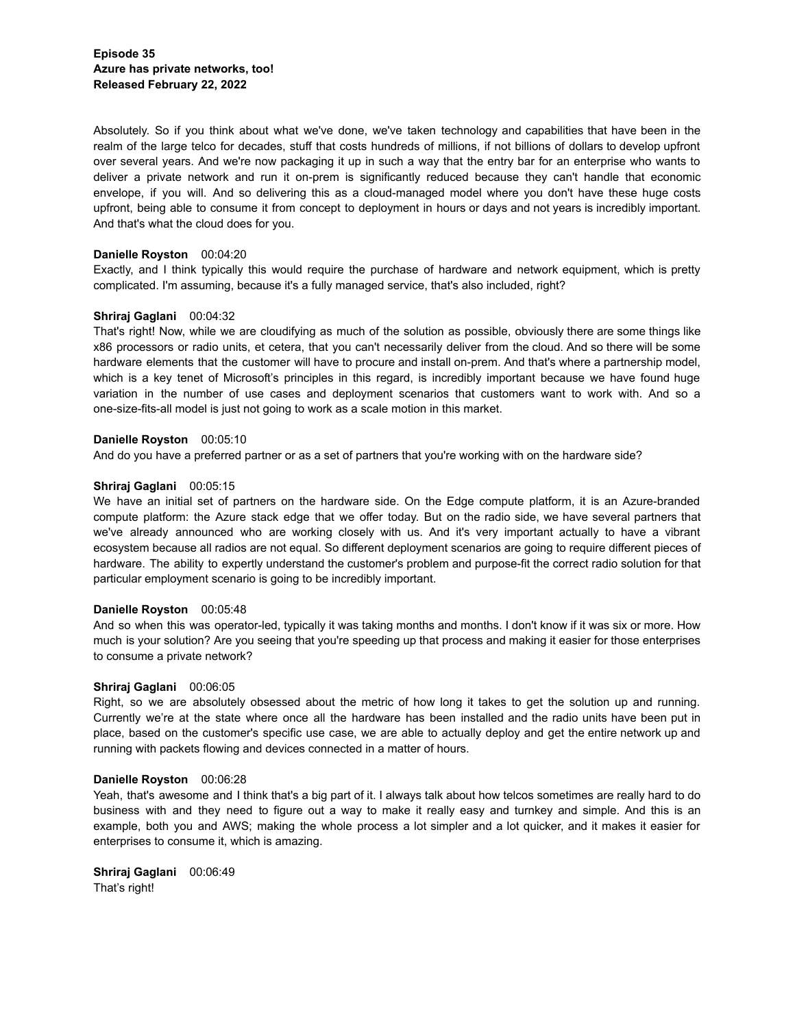Absolutely. So if you think about what we've done, we've taken technology and capabilities that have been in the realm of the large telco for decades, stuff that costs hundreds of millions, if not billions of dollars to develop upfront over several years. And we're now packaging it up in such a way that the entry bar for an enterprise who wants to deliver a private network and run it on-prem is significantly reduced because they can't handle that economic envelope, if you will. And so delivering this as a cloud-managed model where you don't have these huge costs upfront, being able to consume it from concept to deployment in hours or days and not years is incredibly important. And that's what the cloud does for you.

**Danielle Royston** 00:04:20
Exactly, and I think typically this would require the purchase of hardware and network equipment, which is pretty complicated. I'm assuming, because it's a fully managed service, that's also included, right?

**Shriraj Gaglani** 00:04:32
That's right! Now, while we are cloudifying as much of the solution as possible, obviously there are some things like x86 processors or radio units, et cetera, that you can't necessarily deliver from the cloud. And so there will be some hardware elements that the customer will have to procure and install on-prem. And that's where a partnership model, which is a key tenet of Microsoft's principles in this regard, is incredibly important because we have found huge variation in the number of use cases and deployment scenarios that customers want to work with. And so a one-size-fits-all model is just not going to work as a scale motion in this market.

**Danielle Royston** 00:05:10
And do you have a preferred partner or as a set of partners that you're working with on the hardware side?

**Shriraj Gaglani** 00:05:15
We have an initial set of partners on the hardware side. On the Edge compute platform, it is an Azure-branded compute platform: the Azure stack edge that we offer today. But on the radio side, we have several partners that we've already announced who are working closely with us. And it's very important actually to have a vibrant ecosystem because all radios are not equal. So different deployment scenarios are going to require different pieces of hardware. The ability to expertly understand the customer's problem and purpose-fit the correct radio solution for that particular employment scenario is going to be incredibly important.

**Danielle Royston** 00:05:48
And so when this was operator-led, typically it was taking months and months. I don't know if it was six or more. How much is your solution? Are you seeing that you're speeding up that process and making it easier for those enterprises to consume a private network?

**Shriraj Gaglani** 00:06:05
Right, so we are absolutely obsessed about the metric of how long it takes to get the solution up and running. Currently we're at the state where once all the hardware has been installed and the radio units have been put in place, based on the customer's specific use case, we are able to actually deploy and get the entire network up and running with packets flowing and devices connected in a matter of hours.

**Danielle Royston** 00:06:28
Yeah, that's awesome and I think that's a big part of it. I always talk about how telcos sometimes are really hard to do business with and they need to figure out a way to make it really easy and turnkey and simple. And this is an example, both you and AWS; making the whole process a lot simpler and a lot quicker, and it makes it easier for enterprises to consume it, which is amazing.

**Shriraj Gaglani** 00:06:49
That's right!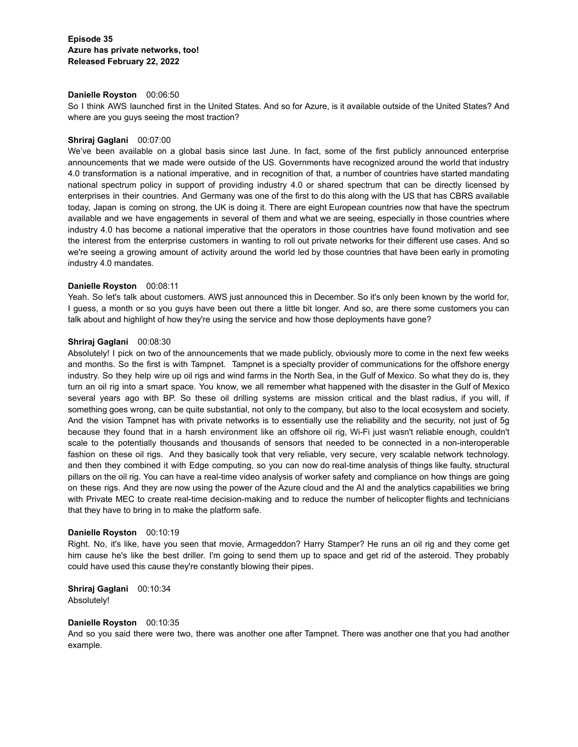**Episode 35**
**Azure has private networks, too!**
**Released February 22, 2022**

**Danielle Royston** 00:06:50
So I think AWS launched first in the United States. And so for Azure, is it available outside of the United States? And where are you guys seeing the most traction?

**Shriraj Gaglani** 00:07:00
We've been available on a global basis since last June. In fact, some of the first publicly announced enterprise announcements that we made were outside of the US. Governments have recognized around the world that industry 4.0 transformation is a national imperative, and in recognition of that, a number of countries have started mandating national spectrum policy in support of providing industry 4.0 or shared spectrum that can be directly licensed by enterprises in their countries. And Germany was one of the first to do this along with the US that has CBRS available today, Japan is coming on strong, the UK is doing it. There are eight European countries now that have the spectrum available and we have engagements in several of them and what we are seeing, especially in those countries where industry 4.0 has become a national imperative that the operators in those countries have found motivation and see the interest from the enterprise customers in wanting to roll out private networks for their different use cases. And so we're seeing a growing amount of activity around the world led by those countries that have been early in promoting industry 4.0 mandates.

**Danielle Royston** 00:08:11
Yeah. So let's talk about customers. AWS just announced this in December. So it's only been known by the world for, I guess, a month or so you guys have been out there a little bit longer. And so, are there some customers you can talk about and highlight of how they're using the service and how those deployments have gone?

**Shriraj Gaglani** 00:08:30
Absolutely! I pick on two of the announcements that we made publicly, obviously more to come in the next few weeks and months. So the first is with Tampnet. Tampnet is a specialty provider of communications for the offshore energy industry. So they help wire up oil rigs and wind farms in the North Sea, in the Gulf of Mexico. So what they do is, they turn an oil rig into a smart space. You know, we all remember what happened with the disaster in the Gulf of Mexico several years ago with BP. So these oil drilling systems are mission critical and the blast radius, if you will, if something goes wrong, can be quite substantial, not only to the company, but also to the local ecosystem and society. And the vision Tampnet has with private networks is to essentially use the reliability and the security, not just of 5g because they found that in a harsh environment like an offshore oil rig, Wi-Fi just wasn't reliable enough, couldn't scale to the potentially thousands and thousands of sensors that needed to be connected in a non-interoperable fashion on these oil rigs. And they basically took that very reliable, very secure, very scalable network technology. and then they combined it with Edge computing, so you can now do real-time analysis of things like faulty, structural pillars on the oil rig. You can have a real-time video analysis of worker safety and compliance on how things are going on these rigs. And they are now using the power of the Azure cloud and the AI and the analytics capabilities we bring with Private MEC to create real-time decision-making and to reduce the number of helicopter flights and technicians that they have to bring in to make the platform safe.

**Danielle Royston** 00:10:19
Right. No, it's like, have you seen that movie, Armageddon? Harry Stamper? He runs an oil rig and they come get him cause he's like the best driller. I'm going to send them up to space and get rid of the asteroid. They probably could have used this cause they're constantly blowing their pipes.

**Shriraj Gaglani** 00:10:34
Absolutely!

**Danielle Royston** 00:10:35
And so you said there were two, there was another one after Tampnet. There was another one that you had another example.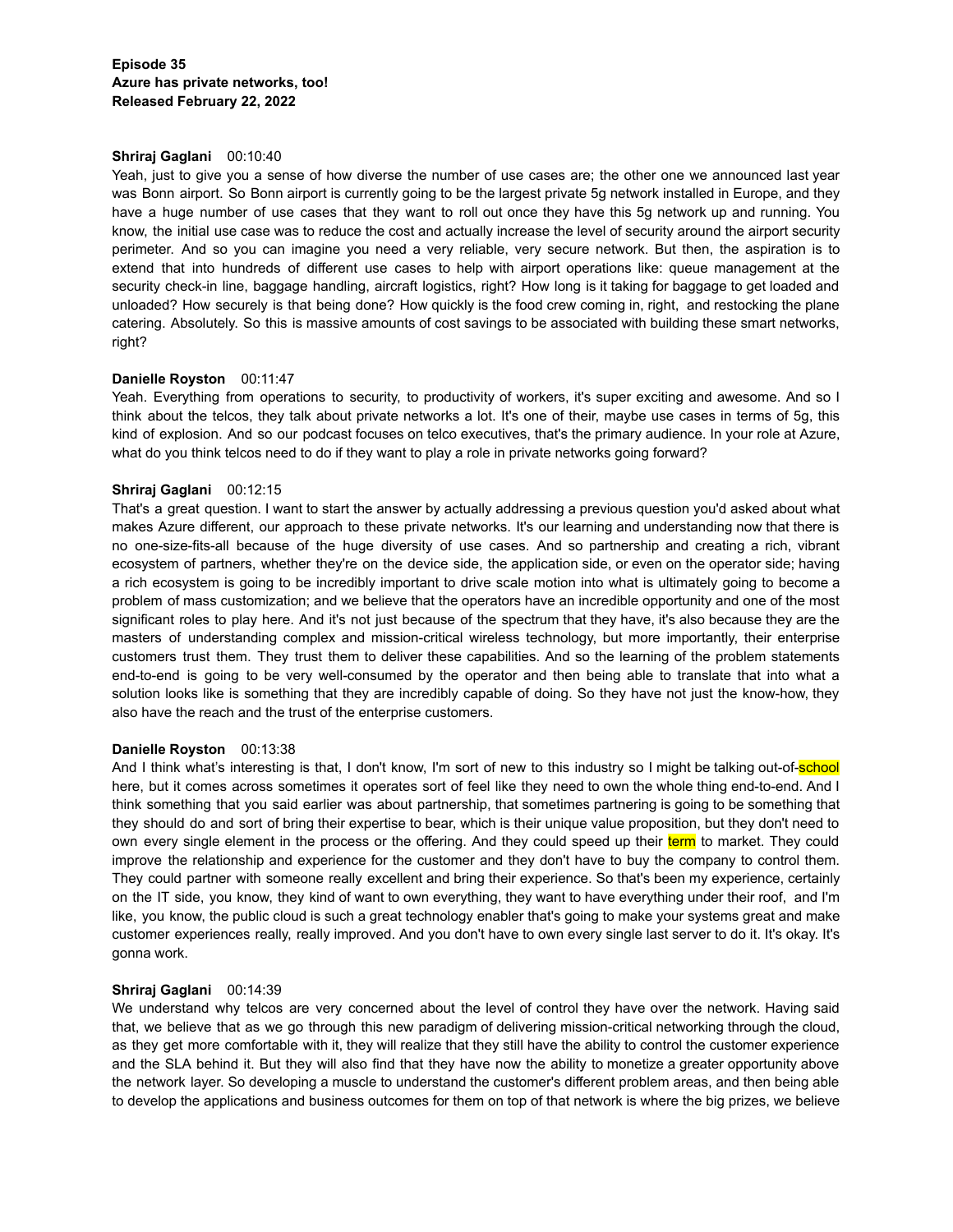**Episode 35**
**Azure has private networks, too!**
**Released February 22, 2022**

**Shriraj Gaglani** 00:10:40
Yeah, just to give you a sense of how diverse the number of use cases are; the other one we announced last year was Bonn airport. So Bonn airport is currently going to be the largest private 5g network installed in Europe, and they have a huge number of use cases that they want to roll out once they have this 5g network up and running. You know, the initial use case was to reduce the cost and actually increase the level of security around the airport security perimeter. And so you can imagine you need a very reliable, very secure network. But then, the aspiration is to extend that into hundreds of different use cases to help with airport operations like: queue management at the security check-in line, baggage handling, aircraft logistics, right? How long is it taking for baggage to get loaded and unloaded? How securely is that being done? How quickly is the food crew coming in, right, and restocking the plane catering. Absolutely. So this is massive amounts of cost savings to be associated with building these smart networks, right?

**Danielle Royston** 00:11:47
Yeah. Everything from operations to security, to productivity of workers, it's super exciting and awesome. And so I think about the telcos, they talk about private networks a lot. It's one of their, maybe use cases in terms of 5g, this kind of explosion. And so our podcast focuses on telco executives, that's the primary audience. In your role at Azure, what do you think telcos need to do if they want to play a role in private networks going forward?

**Shriraj Gaglani** 00:12:15
That's a great question. I want to start the answer by actually addressing a previous question you'd asked about what makes Azure different, our approach to these private networks. It's our learning and understanding now that there is no one-size-fits-all because of the huge diversity of use cases. And so partnership and creating a rich, vibrant ecosystem of partners, whether they're on the device side, the application side, or even on the operator side; having a rich ecosystem is going to be incredibly important to drive scale motion into what is ultimately going to become a problem of mass customization; and we believe that the operators have an incredible opportunity and one of the most significant roles to play here. And it's not just because of the spectrum that they have, it's also because they are the masters of understanding complex and mission-critical wireless technology, but more importantly, their enterprise customers trust them. They trust them to deliver these capabilities. And so the learning of the problem statements end-to-end is going to be very well-consumed by the operator and then being able to translate that into what a solution looks like is something that they are incredibly capable of doing. So they have not just the know-how, they also have the reach and the trust of the enterprise customers.

**Danielle Royston** 00:13:38
And I think what's interesting is that, I don't know, I'm sort of new to this industry so I might be talking out-of-school here, but it comes across sometimes it operates sort of feel like they need to own the whole thing end-to-end. And I think something that you said earlier was about partnership, that sometimes partnering is going to be something that they should do and sort of bring their expertise to bear, which is their unique value proposition, but they don't need to own every single element in the process or the offering. And they could speed up their term to market. They could improve the relationship and experience for the customer and they don't have to buy the company to control them. They could partner with someone really excellent and bring their experience. So that's been my experience, certainly on the IT side, you know, they kind of want to own everything, they want to have everything under their roof, and I'm like, you know, the public cloud is such a great technology enabler that's going to make your systems great and make customer experiences really, really improved. And you don't have to own every single last server to do it. It's okay. It's gonna work.

**Shriraj Gaglani** 00:14:39
We understand why telcos are very concerned about the level of control they have over the network. Having said that, we believe that as we go through this new paradigm of delivering mission-critical networking through the cloud, as they get more comfortable with it, they will realize that they still have the ability to control the customer experience and the SLA behind it. But they will also find that they have now the ability to monetize a greater opportunity above the network layer. So developing a muscle to understand the customer's different problem areas, and then being able to develop the applications and business outcomes for them on top of that network is where the big prizes, we believe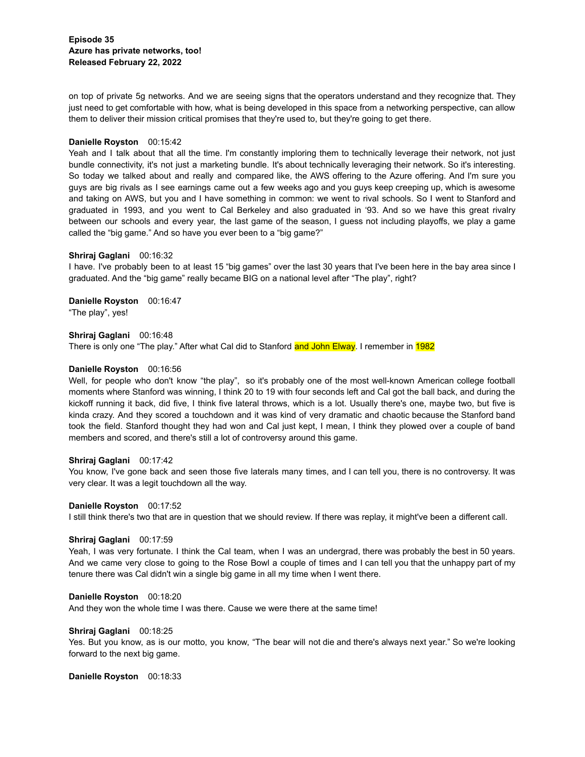on top of private 5g networks. And we are seeing signs that the operators understand and they recognize that. They just need to get comfortable with how, what is being developed in this space from a networking perspective, can allow them to deliver their mission critical promises that they're used to, but they're going to get there.

**Danielle Royston** 00:15:42
Yeah and I talk about that all the time. I'm constantly imploring them to technically leverage their network, not just bundle connectivity, it's not just a marketing bundle. It's about technically leveraging their network. So it's interesting. So today we talked about and really and compared like, the AWS offering to the Azure offering. And I'm sure you guys are big rivals as I see earnings came out a few weeks ago and you guys keep creeping up, which is awesome and taking on AWS, but you and I have something in common: we went to rival schools. So I went to Stanford and graduated in 1993, and you went to Cal Berkeley and also graduated in '93. And so we have this great rivalry between our schools and every year, the last game of the season, I guess not including playoffs, we play a game called the "big game." And so have you ever been to a "big game?"

**Shriraj Gaglani** 00:16:32
I have. I've probably been to at least 15 "big games" over the last 30 years that I've been here in the bay area since I graduated. And the "big game" really became BIG on a national level after "The play", right?

**Danielle Royston** 00:16:47
"The play", yes!

**Shriraj Gaglani** 00:16:48
There is only one "The play." After what Cal did to Stanford and John Elway. I remember in 1982

**Danielle Royston** 00:16:56
Well, for people who don't know "the play", so it's probably one of the most well-known American college football moments where Stanford was winning, I think 20 to 19 with four seconds left and Cal got the ball back, and during the kickoff running it back, did five, I think five lateral throws, which is a lot. Usually there's one, maybe two, but five is kinda crazy. And they scored a touchdown and it was kind of very dramatic and chaotic because the Stanford band took the field. Stanford thought they had won and Cal just kept, I mean, I think they plowed over a couple of band members and scored, and there's still a lot of controversy around this game.

**Shriraj Gaglani** 00:17:42
You know, I've gone back and seen those five laterals many times, and I can tell you, there is no controversy. It was very clear. It was a legit touchdown all the way.

**Danielle Royston** 00:17:52
I still think there's two that are in question that we should review. If there was replay, it might've been a different call.

**Shriraj Gaglani** 00:17:59
Yeah, I was very fortunate. I think the Cal team, when I was an undergrad, there was probably the best in 50 years. And we came very close to going to the Rose Bowl a couple of times and I can tell you that the unhappy part of my tenure there was Cal didn't win a single big game in all my time when I went there.

**Danielle Royston** 00:18:20
And they won the whole time I was there. Cause we were there at the same time!

**Shriraj Gaglani** 00:18:25
Yes. But you know, as is our motto, you know, "The bear will not die and there's always next year." So we're looking forward to the next big game.

**Danielle Royston** 00:18:33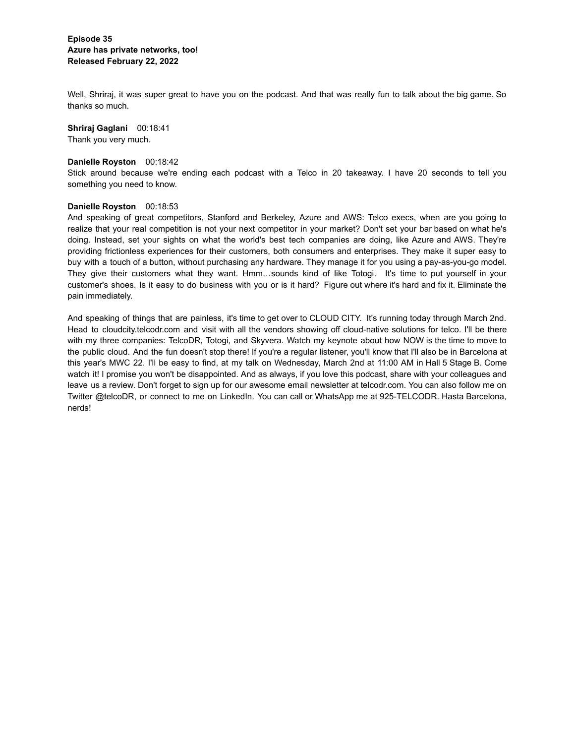**Episode 35**
**Azure has private networks, too!**
**Released February 22, 2022**

Well, Shriraj, it was super great to have you on the podcast. And that was really fun to talk about the big game. So thanks so much.

**Shriraj Gaglani** 00:18:41
Thank you very much.

**Danielle Royston** 00:18:42
Stick around because we're ending each podcast with a Telco in 20 takeaway. I have 20 seconds to tell you something you need to know.

**Danielle Royston** 00:18:53
And speaking of great competitors, Stanford and Berkeley, Azure and AWS: Telco execs, when are you going to realize that your real competition is not your next competitor in your market? Don't set your bar based on what he's doing. Instead, set your sights on what the world's best tech companies are doing, like Azure and AWS. They're providing frictionless experiences for their customers, both consumers and enterprises. They make it super easy to buy with a touch of a button, without purchasing any hardware. They manage it for you using a pay-as-you-go model. They give their customers what they want. Hmm…sounds kind of like Totogi. It's time to put yourself in your customer's shoes. Is it easy to do business with you or is it hard? Figure out where it's hard and fix it. Eliminate the pain immediately.

And speaking of things that are painless, it's time to get over to CLOUD CITY. It's running today through March 2nd. Head to cloudcity.telcodr.com and visit with all the vendors showing off cloud-native solutions for telco. I'll be there with my three companies: TelcoDR, Totogi, and Skyvera. Watch my keynote about how NOW is the time to move to the public cloud. And the fun doesn't stop there! If you're a regular listener, you'll know that I'll also be in Barcelona at this year's MWC 22. I'll be easy to find, at my talk on Wednesday, March 2nd at 11:00 AM in Hall 5 Stage B. Come watch it! I promise you won't be disappointed. And as always, if you love this podcast, share with your colleagues and leave us a review. Don't forget to sign up for our awesome email newsletter at telcodr.com. You can also follow me on Twitter @telcoDR, or connect to me on LinkedIn. You can call or WhatsApp me at 925-TELCODR. Hasta Barcelona, nerds!